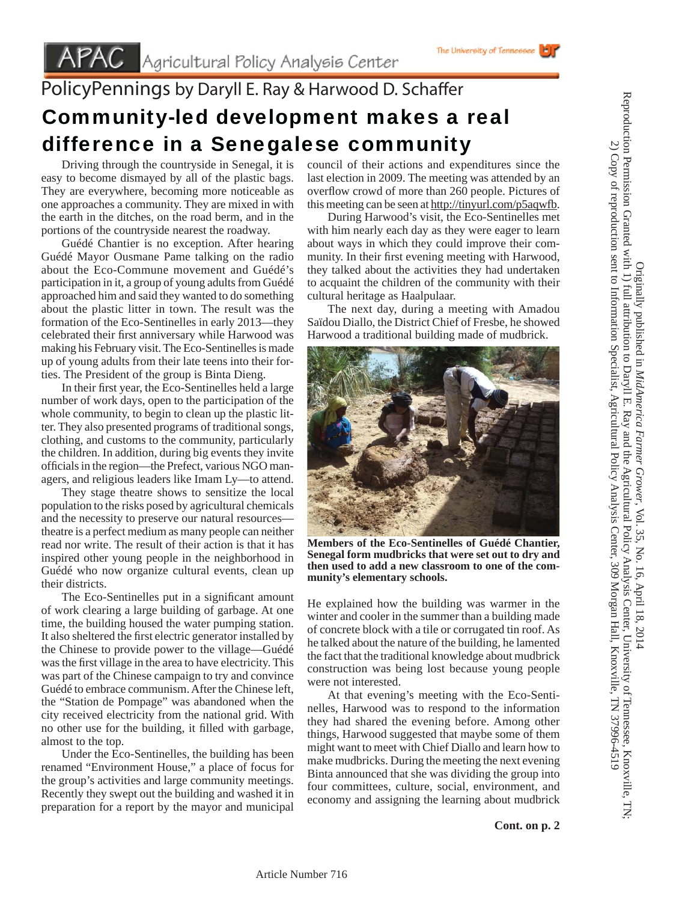APAC Agricultural Policy Analysis Center

PolicyPennings by Daryll E. Ray & Harwood D. Schaffer

# Community-led development makes a real difference in a Senegalese community

Driving through the countryside in Senegal, it is easy to become dismayed by all of the plastic bags. They are everywhere, becoming more noticeable as one approaches a community. They are mixed in with the earth in the ditches, on the road berm, and in the portions of the countryside nearest the roadway.

Guédé Chantier is no exception. After hearing Guédé Mayor Ousmane Pame talking on the radio about the Eco-Commune movement and Guédé's participation in it, a group of young adults from Guédé approached him and said they wanted to do something about the plastic litter in town. The result was the formation of the Eco-Sentinelles in early 2013—they celebrated their first anniversary while Harwood was making his February visit. The Eco-Sentinelles is made up of young adults from their late teens into their forties. The President of the group is Binta Dieng.

In their first year, the Eco-Sentinelles held a large number of work days, open to the participation of the whole community, to begin to clean up the plastic litter. They also presented programs of traditional songs, clothing, and customs to the community, particularly the children. In addition, during big events they invite officials in the region—the Prefect, various NGO managers, and religious leaders like Imam Ly—to attend.

They stage theatre shows to sensitize the local population to the risks posed by agricultural chemicals and the necessity to preserve our natural resources—theatre is a perfect medium as many people can neither read nor write. The result of their action is that it has inspired other young people in the neighborhood in Guédé who now organize cultural events, clean up their districts.

The Eco-Sentinelles put in a significant amount of work clearing a large building of garbage. At one time, the building housed the water pumping station. It also sheltered the first electric generator installed by the Chinese to provide power to the village—Guédé was the first village in the area to have electricity. This was part of the Chinese campaign to try and convince Guédé to embrace communism. After the Chinese left, the "Station de Pompage" was abandoned when the city received electricity from the national grid. With no other use for the building, it filled with garbage, almost to the top.

Under the Eco-Sentinelles, the building has been renamed "Environment House," a place of focus for the group's activities and large community meetings. Recently they swept out the building and washed it in preparation for a report by the mayor and municipal council of their actions and expenditures since the last election in 2009. The meeting was attended by an overflow crowd of more than 260 people. Pictures of this meeting can be seen at http://tinyurl.com/p5aqwfb.

During Harwood's visit, the Eco-Sentinelles met with him nearly each day as they were eager to learn about ways in which they could improve their community. In their first evening meeting with Harwood, they talked about the activities they had undertaken to acquaint the children of the community with their cultural heritage as Haalpulaar.

The next day, during a meeting with Amadou Saïdou Diallo, the District Chief of Fresbe, he showed Harwood a traditional building made of mudbrick.

**Members of the Eco-Sentinelles of Guédé Chantier, Senegal form mudbricks that were set out to dry and then used to add a new classroom to one of the community's elementary schools.**

He explained how the building was warmer in the winter and cooler in the summer than a building made of concrete block with a tile or corrugated tin roof. As he talked about the nature of the building, he lamented the fact that the traditional knowledge about mudbrick construction was being lost because young people were not interested.

At that evening's meeting with the Eco-Sentinelles, Harwood was to respond to the information they had shared the evening before. Among other things, Harwood suggested that maybe some of them might want to meet with Chief Diallo and learn how to make mudbricks. During the meeting the next evening Binta announced that she was dividing the group into four committees, culture, social, environment, and economy and assigning the learning about mudbrick

**Cont. on p. 2**

Originally published in *MidAmerica Farmer Grower*, Vol. 35, No. 16, April 18, 2014
Reproduction Permission Granted with 1) full attribution to Daryll E. Ray and the Agricultural Policy Analysis Center, University of Tennessee, Knoxville, TN;
2) Copy of reproduction sent to Information Specialist, Agricultural Policy Analysis Center, 309 Morgan Hall, Knoxville, TN 37996-4519

Article Number 716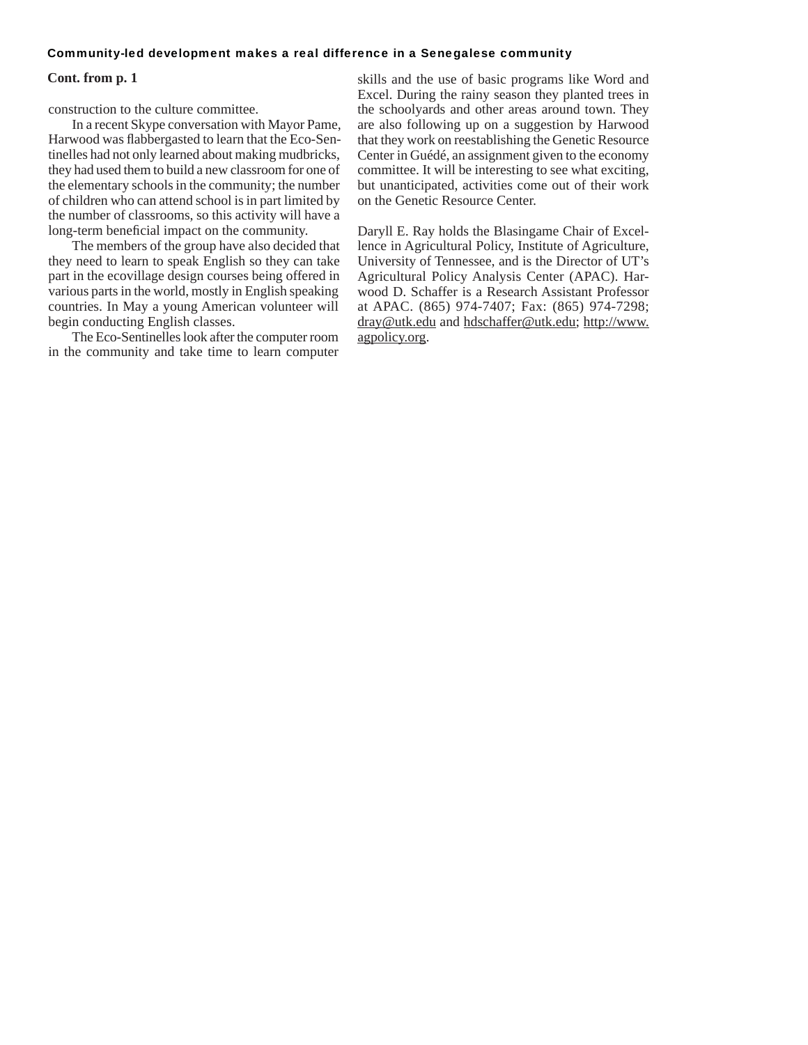## Community-led development makes a real difference in a Senegalese community

**Cont. from p. 1**

construction to the culture committee.

In a recent Skype conversation with Mayor Pame, Harwood was flabbergasted to learn that the Eco-Sentinelles had not only learned about making mudbricks, they had used them to build a new classroom for one of the elementary schools in the community; the number of children who can attend school is in part limited by the number of classrooms, so this activity will have a long-term beneficial impact on the community.

The members of the group have also decided that they need to learn to speak English so they can take part in the ecovillage design courses being offered in various parts in the world, mostly in English speaking countries. In May a young American volunteer will begin conducting English classes.

The Eco-Sentinelles look after the computer room in the community and take time to learn computer skills and the use of basic programs like Word and Excel. During the rainy season they planted trees in the schoolyards and other areas around town. They are also following up on a suggestion by Harwood that they work on reestablishing the Genetic Resource Center in Guédé, an assignment given to the economy committee. It will be interesting to see what exciting, but unanticipated, activities come out of their work on the Genetic Resource Center.

Daryll E. Ray holds the Blasingame Chair of Excellence in Agricultural Policy, Institute of Agriculture, University of Tennessee, and is the Director of UT's Agricultural Policy Analysis Center (APAC). Harwood D. Schaffer is a Research Assistant Professor at APAC. (865) 974-7407; Fax: (865) 974-7298; dray@utk.edu and hdschaffer@utk.edu; http://www.agpolicy.org.